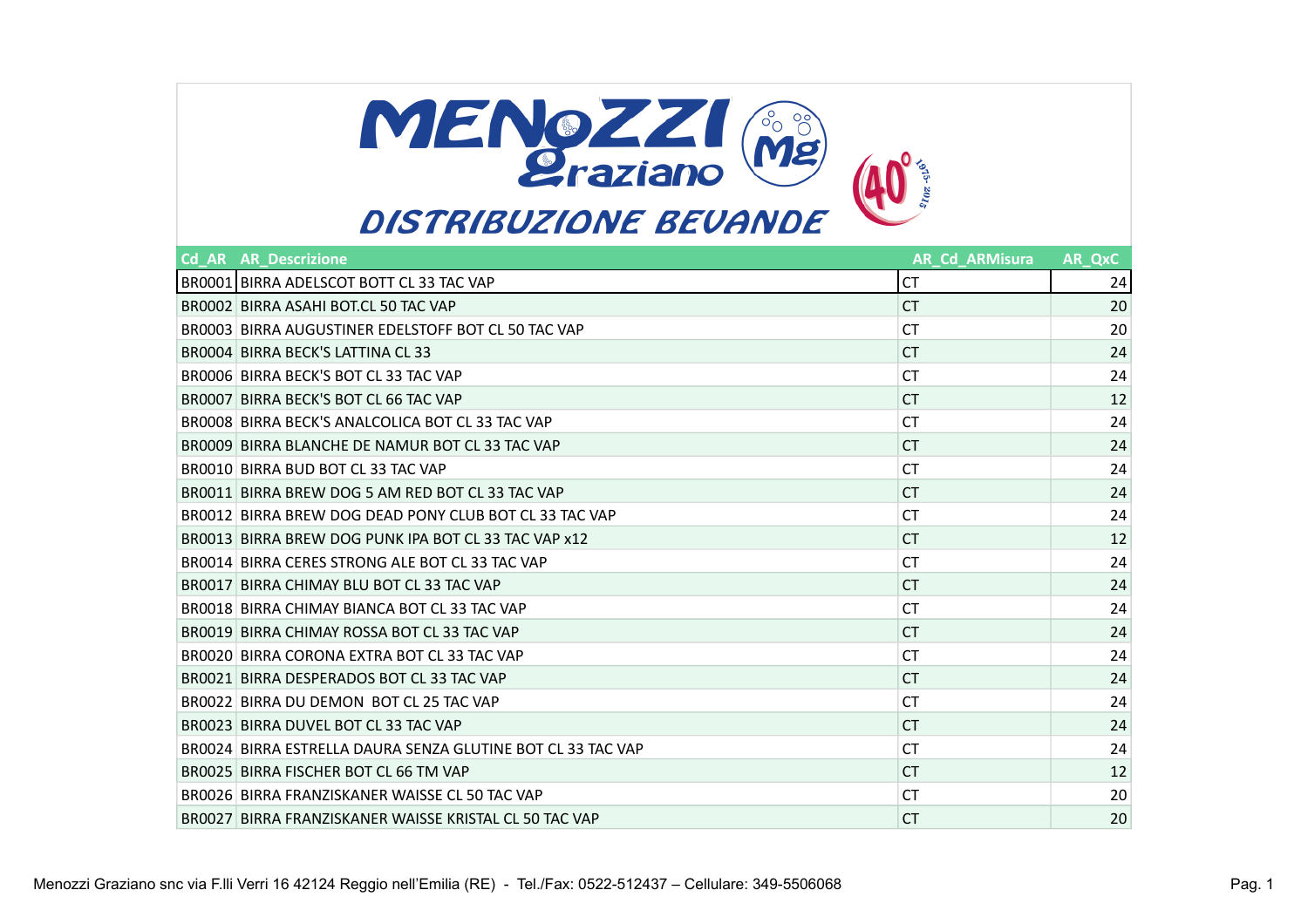# MENOZZI Graziano

## DISTRIBUZIONE BEVANDE

| Cd_AR | AR_Descrizione | AR_Cd_ARMisura | AR_QxC |
|---|---|---|---|
| BR0001 | BIRRA ADELSCOT BOTT CL 33 TAC VAP | CT | 24 |
| BR0002 | BIRRA ASAHI BOT.CL 50 TAC VAP | CT | 20 |
| BR0003 | BIRRA AUGUSTINER EDELSTOFF BOT CL 50 TAC VAP | CT | 20 |
| BR0004 | BIRRA BECK'S LATTINA CL 33 | CT | 24 |
| BR0006 | BIRRA BECK'S BOT CL 33 TAC VAP | CT | 24 |
| BR0007 | BIRRA BECK'S BOT CL 66 TAC VAP | CT | 12 |
| BR0008 | BIRRA BECK'S ANALCOLICA BOT CL 33 TAC VAP | CT | 24 |
| BR0009 | BIRRA BLANCHE DE NAMUR BOT CL 33 TAC VAP | CT | 24 |
| BR0010 | BIRRA BUD BOT CL 33 TAC VAP | CT | 24 |
| BR0011 | BIRRA BREW DOG 5 AM RED BOT CL 33 TAC VAP | CT | 24 |
| BR0012 | BIRRA BREW DOG DEAD PONY CLUB BOT CL 33 TAC VAP | CT | 24 |
| BR0013 | BIRRA BREW DOG PUNK IPA BOT CL 33 TAC VAP x12 | CT | 12 |
| BR0014 | BIRRA CERES STRONG ALE BOT CL 33 TAC VAP | CT | 24 |
| BR0017 | BIRRA CHIMAY BLU BOT CL 33 TAC VAP | CT | 24 |
| BR0018 | BIRRA CHIMAY BIANCA BOT CL 33 TAC VAP | CT | 24 |
| BR0019 | BIRRA CHIMAY ROSSA BOT CL 33 TAC VAP | CT | 24 |
| BR0020 | BIRRA CORONA EXTRA BOT CL 33 TAC VAP | CT | 24 |
| BR0021 | BIRRA DESPERADOS BOT CL 33 TAC VAP | CT | 24 |
| BR0022 | BIRRA DU DEMON BOT CL 25 TAC VAP | CT | 24 |
| BR0023 | BIRRA DUVEL BOT CL 33 TAC VAP | CT | 24 |
| BR0024 | BIRRA ESTRELLA DAURA SENZA GLUTINE BOT CL 33 TAC VAP | CT | 24 |
| BR0025 | BIRRA FISCHER BOT CL 66 TM VAP | CT | 12 |
| BR0026 | BIRRA FRANZISKANER WAISSE CL 50 TAC VAP | CT | 20 |
| BR0027 | BIRRA FRANZISKANER WAISSE KRISTAL CL 50 TAC VAP | CT | 20 |

Menozzi Graziano snc via F.lli Verri 16 42124 Reggio nell'Emilia (RE) - Tel./Fax: 0522-512437 – Cellulare: 349-5506068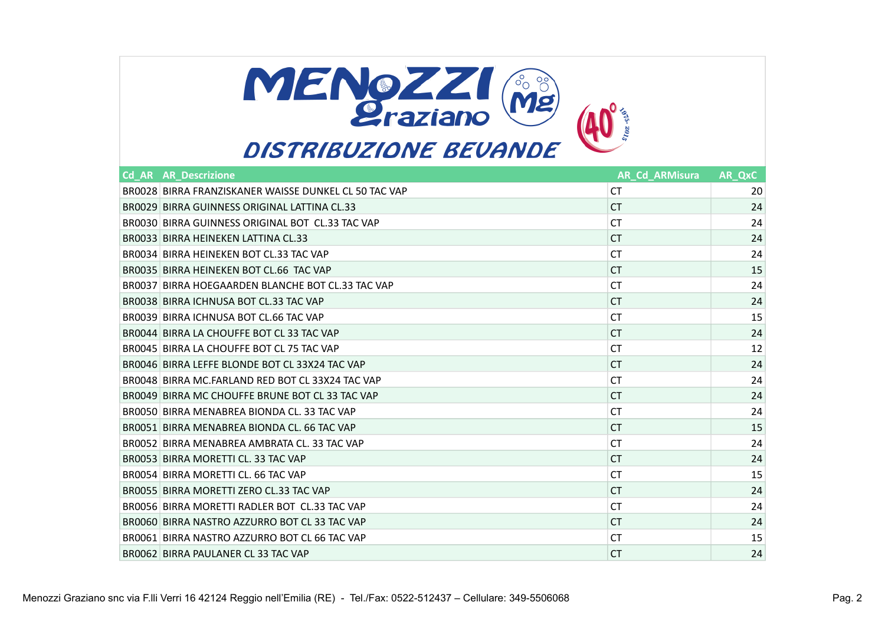# MENOZZI Graziano

## DISTRIBUZIONE BEVANDE

| Cd_AR | AR_Descrizione | AR_Cd_ARMisura | AR_QxC |
|---|---|---|---|
| BR0028 | BIRRA FRANZISKANER WAISSE DUNKEL CL 50 TAC VAP | CT | 20 |
| BR0029 | BIRRA GUINNESS ORIGINAL LATTINA CL.33 | CT | 24 |
| BR0030 | BIRRA GUINNESS ORIGINAL BOT CL.33 TAC VAP | CT | 24 |
| BR0033 | BIRRA HEINEKEN LATTINA CL.33 | CT | 24 |
| BR0034 | BIRRA HEINEKEN BOT CL.33 TAC VAP | CT | 24 |
| BR0035 | BIRRA HEINEKEN BOT CL.66 TAC VAP | CT | 15 |
| BR0037 | BIRRA HOEGAARDEN BLANCHE BOT CL.33 TAC VAP | CT | 24 |
| BR0038 | BIRRA ICHNUSA BOT CL.33 TAC VAP | CT | 24 |
| BR0039 | BIRRA ICHNUSA BOT CL.66 TAC VAP | CT | 15 |
| BR0044 | BIRRA LA CHOUFFE BOT CL 33 TAC VAP | CT | 24 |
| BR0045 | BIRRA LA CHOUFFE BOT CL 75 TAC VAP | CT | 12 |
| BR0046 | BIRRA LEFFE BLONDE BOT CL 33X24 TAC VAP | CT | 24 |
| BR0048 | BIRRA MC.FARLAND RED BOT CL 33X24 TAC VAP | CT | 24 |
| BR0049 | BIRRA MC CHOUFFE BRUNE BOT CL 33 TAC VAP | CT | 24 |
| BR0050 | BIRRA MENABREA BIONDA CL. 33 TAC VAP | CT | 24 |
| BR0051 | BIRRA MENABREA BIONDA CL. 66 TAC VAP | CT | 15 |
| BR0052 | BIRRA MENABREA AMBRATA CL. 33 TAC VAP | CT | 24 |
| BR0053 | BIRRA MORETTI CL. 33 TAC VAP | CT | 24 |
| BR0054 | BIRRA MORETTI CL. 66 TAC VAP | CT | 15 |
| BR0055 | BIRRA MORETTI ZERO CL.33 TAC VAP | CT | 24 |
| BR0056 | BIRRA MORETTI RADLER BOT CL.33 TAC VAP | CT | 24 |
| BR0060 | BIRRA NASTRO AZZURRO BOT CL 33 TAC VAP | CT | 24 |
| BR0061 | BIRRA NASTRO AZZURRO BOT CL 66 TAC VAP | CT | 15 |
| BR0062 | BIRRA PAULANER CL 33 TAC VAP | CT | 24 |

Menozzi Graziano snc via F.lli Verri 16 42124 Reggio nell'Emilia (RE) - Tel./Fax: 0522-512437 – Cellulare: 349-5506068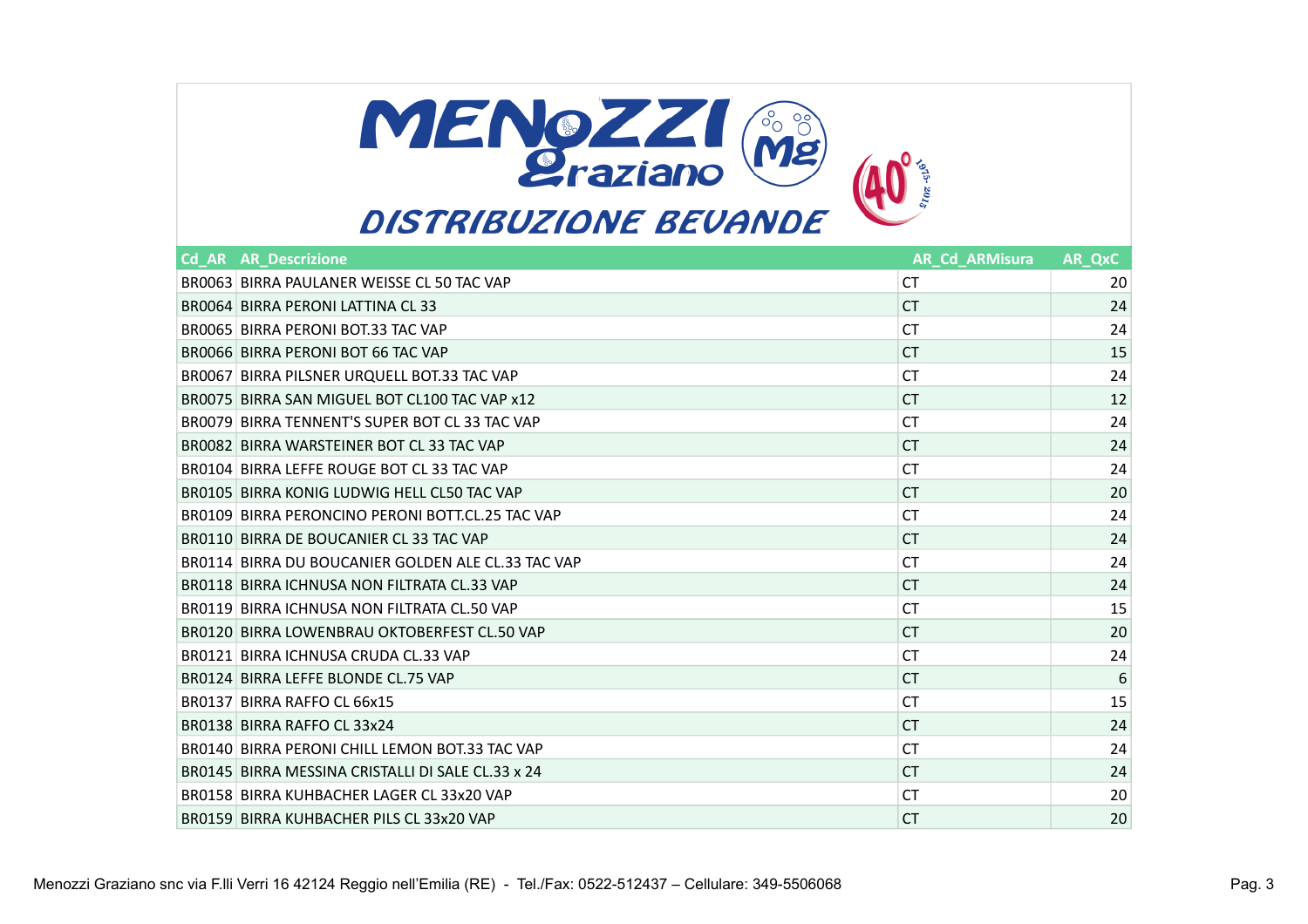# MENOZZI Graziano

## DISTRIBUZIONE BEVANDE

| Cd_AR | AR_Descrizione | AR_Cd_ARMisura | AR_QxC |
|---|---|---|---|
| BR0063 | BIRRA PAULANER WEISSE CL 50 TAC VAP | CT | 20 |
| BR0064 | BIRRA PERONI LATTINA CL 33 | CT | 24 |
| BR0065 | BIRRA PERONI BOT.33 TAC VAP | CT | 24 |
| BR0066 | BIRRA PERONI BOT 66 TAC VAP | CT | 15 |
| BR0067 | BIRRA PILSNER URQUELL BOT.33 TAC VAP | CT | 24 |
| BR0075 | BIRRA SAN MIGUEL BOT CL100 TAC VAP x12 | CT | 12 |
| BR0079 | BIRRA TENNENT'S SUPER BOT CL 33 TAC VAP | CT | 24 |
| BR0082 | BIRRA WARSTEINER BOT CL 33 TAC VAP | CT | 24 |
| BR0104 | BIRRA LEFFE ROUGE BOT CL 33 TAC VAP | CT | 24 |
| BR0105 | BIRRA KONIG LUDWIG HELL CL50 TAC VAP | CT | 20 |
| BR0109 | BIRRA PERONCINO PERONI BOTT.CL.25 TAC VAP | CT | 24 |
| BR0110 | BIRRA DE BOUCANIER CL 33 TAC VAP | CT | 24 |
| BR0114 | BIRRA DU BOUCANIER GOLDEN ALE CL.33 TAC VAP | CT | 24 |
| BR0118 | BIRRA ICHNUSA NON FILTRATA CL.33 VAP | CT | 24 |
| BR0119 | BIRRA ICHNUSA NON FILTRATA CL.50 VAP | CT | 15 |
| BR0120 | BIRRA LOWENBRAU OKTOBERFEST CL.50 VAP | CT | 20 |
| BR0121 | BIRRA ICHNUSA CRUDA CL.33 VAP | CT | 24 |
| BR0124 | BIRRA LEFFE BLONDE CL.75 VAP | CT | 6 |
| BR0137 | BIRRA RAFFO CL 66x15 | CT | 15 |
| BR0138 | BIRRA RAFFO CL 33x24 | CT | 24 |
| BR0140 | BIRRA PERONI CHILL LEMON BOT.33 TAC VAP | CT | 24 |
| BR0145 | BIRRA MESSINA CRISTALLI DI SALE CL.33 x 24 | CT | 24 |
| BR0158 | BIRRA KUHBACHER LAGER CL 33x20 VAP | CT | 20 |
| BR0159 | BIRRA KUHBACHER PILS CL 33x20 VAP | CT | 20 |

Menozzi Graziano snc via F.lli Verri 16 42124 Reggio nell'Emilia (RE) - Tel./Fax: 0522-512437 – Cellulare: 349-5506068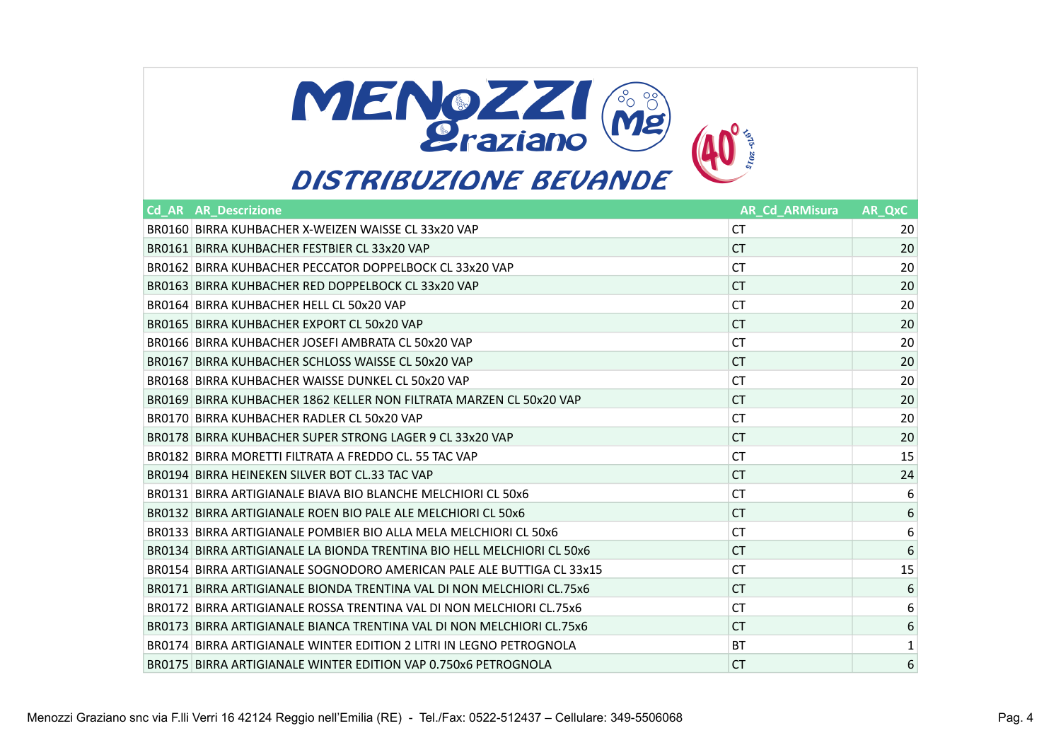# MENOZZI Graziano

## DISTRIBUZIONE BEVANDE

| Cd_AR | AR_Descrizione | AR_Cd_ARMisura | AR_QxC |
|---|---|---|---|
| BR0160 | BIRRA KUHBACHER X-WEIZEN WAISSE CL 33x20 VAP | CT | 20 |
| BR0161 | BIRRA KUHBACHER FESTBIER CL 33x20 VAP | CT | 20 |
| BR0162 | BIRRA KUHBACHER PECCATOR DOPPELBOCK CL 33x20 VAP | CT | 20 |
| BR0163 | BIRRA KUHBACHER RED DOPPELBOCK CL 33x20 VAP | CT | 20 |
| BR0164 | BIRRA KUHBACHER HELL CL 50x20 VAP | CT | 20 |
| BR0165 | BIRRA KUHBACHER EXPORT CL 50x20 VAP | CT | 20 |
| BR0166 | BIRRA KUHBACHER JOSEFI AMBRATA CL 50x20 VAP | CT | 20 |
| BR0167 | BIRRA KUHBACHER SCHLOSS WAISSE CL 50x20 VAP | CT | 20 |
| BR0168 | BIRRA KUHBACHER WAISSE DUNKEL CL 50x20 VAP | CT | 20 |
| BR0169 | BIRRA KUHBACHER 1862 KELLER NON FILTRATA MARZEN CL 50x20 VAP | CT | 20 |
| BR0170 | BIRRA KUHBACHER RADLER CL 50x20 VAP | CT | 20 |
| BR0178 | BIRRA KUHBACHER SUPER STRONG LAGER 9 CL 33x20 VAP | CT | 20 |
| BR0182 | BIRRA MORETTI FILTRATA A FREDDO CL. 55 TAC VAP | CT | 15 |
| BR0194 | BIRRA HEINEKEN SILVER BOT CL.33 TAC VAP | CT | 24 |
| BR0131 | BIRRA ARTIGIANALE BIAVA BIO BLANCHE MELCHIORI CL 50x6 | CT | 6 |
| BR0132 | BIRRA ARTIGIANALE ROEN BIO PALE ALE MELCHIORI CL 50x6 | CT | 6 |
| BR0133 | BIRRA ARTIGIANALE POMBIER BIO ALLA MELA MELCHIORI CL 50x6 | CT | 6 |
| BR0134 | BIRRA ARTIGIANALE LA BIONDA TRENTINA BIO HELL MELCHIORI CL 50x6 | CT | 6 |
| BR0154 | BIRRA ARTIGIANALE SOGNODORO AMERICAN PALE ALE BUTTIGA CL 33x15 | CT | 15 |
| BR0171 | BIRRA ARTIGIANALE BIONDA TRENTINA VAL DI NON MELCHIORI CL.75x6 | CT | 6 |
| BR0172 | BIRRA ARTIGIANALE ROSSA TRENTINA VAL DI NON MELCHIORI CL.75x6 | CT | 6 |
| BR0173 | BIRRA ARTIGIANALE BIANCA TRENTINA VAL DI NON MELCHIORI CL.75x6 | CT | 6 |
| BR0174 | BIRRA ARTIGIANALE WINTER EDITION 2 LITRI IN LEGNO PETROGNOLA | BT | 1 |
| BR0175 | BIRRA ARTIGIANALE WINTER EDITION VAP 0.750x6 PETROGNOLA | CT | 6 |

Menozzi Graziano snc via F.lli Verri 16 42124 Reggio nell'Emilia (RE) - Tel./Fax: 0522-512437 – Cellulare: 349-5506068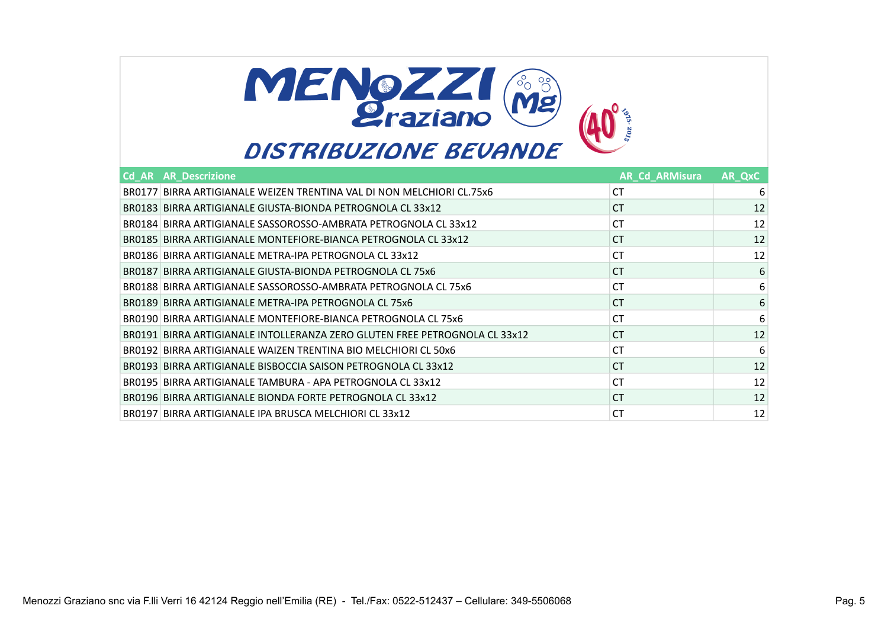# MENOZZI Graziano

## DISTRIBUZIONE BEVANDE

| Cd_AR | AR_Descrizione | AR_Cd_ARMisura | AR_QxC |
|---|---|---|---|
| BR0177 | BIRRA ARTIGIANALE WEIZEN TRENTINA VAL DI NON MELCHIORI CL.75x6 | CT | 6 |
| BR0183 | BIRRA ARTIGIANALE GIUSTA-BIONDA PETROGNOLA CL 33x12 | CT | 12 |
| BR0184 | BIRRA ARTIGIANALE SASSOROSSO-AMBRATA PETROGNOLA CL 33x12 | CT | 12 |
| BR0185 | BIRRA ARTIGIANALE MONTEFIORE-BIANCA PETROGNOLA CL 33x12 | CT | 12 |
| BR0186 | BIRRA ARTIGIANALE METRA-IPA PETROGNOLA CL 33x12 | CT | 12 |
| BR0187 | BIRRA ARTIGIANALE GIUSTA-BIONDA PETROGNOLA CL 75x6 | CT | 6 |
| BR0188 | BIRRA ARTIGIANALE SASSOROSSO-AMBRATA PETROGNOLA CL 75x6 | CT | 6 |
| BR0189 | BIRRA ARTIGIANALE METRA-IPA PETROGNOLA CL 75x6 | CT | 6 |
| BR0190 | BIRRA ARTIGIANALE MONTEFIORE-BIANCA PETROGNOLA CL 75x6 | CT | 6 |
| BR0191 | BIRRA ARTIGIANALE INTOLLERANZA ZERO GLUTEN FREE PETROGNOLA CL 33x12 | CT | 12 |
| BR0192 | BIRRA ARTIGIANALE WAIZEN TRENTINA BIO MELCHIORI CL 50x6 | CT | 6 |
| BR0193 | BIRRA ARTIGIANALE BISBOCCIA SAISON PETROGNOLA CL 33x12 | CT | 12 |
| BR0195 | BIRRA ARTIGIANALE TAMBURA - APA PETROGNOLA CL 33x12 | CT | 12 |
| BR0196 | BIRRA ARTIGIANALE BIONDA FORTE PETROGNOLA CL 33x12 | CT | 12 |
| BR0197 | BIRRA ARTIGIANALE IPA BRUSCA MELCHIORI CL 33x12 | CT | 12 |